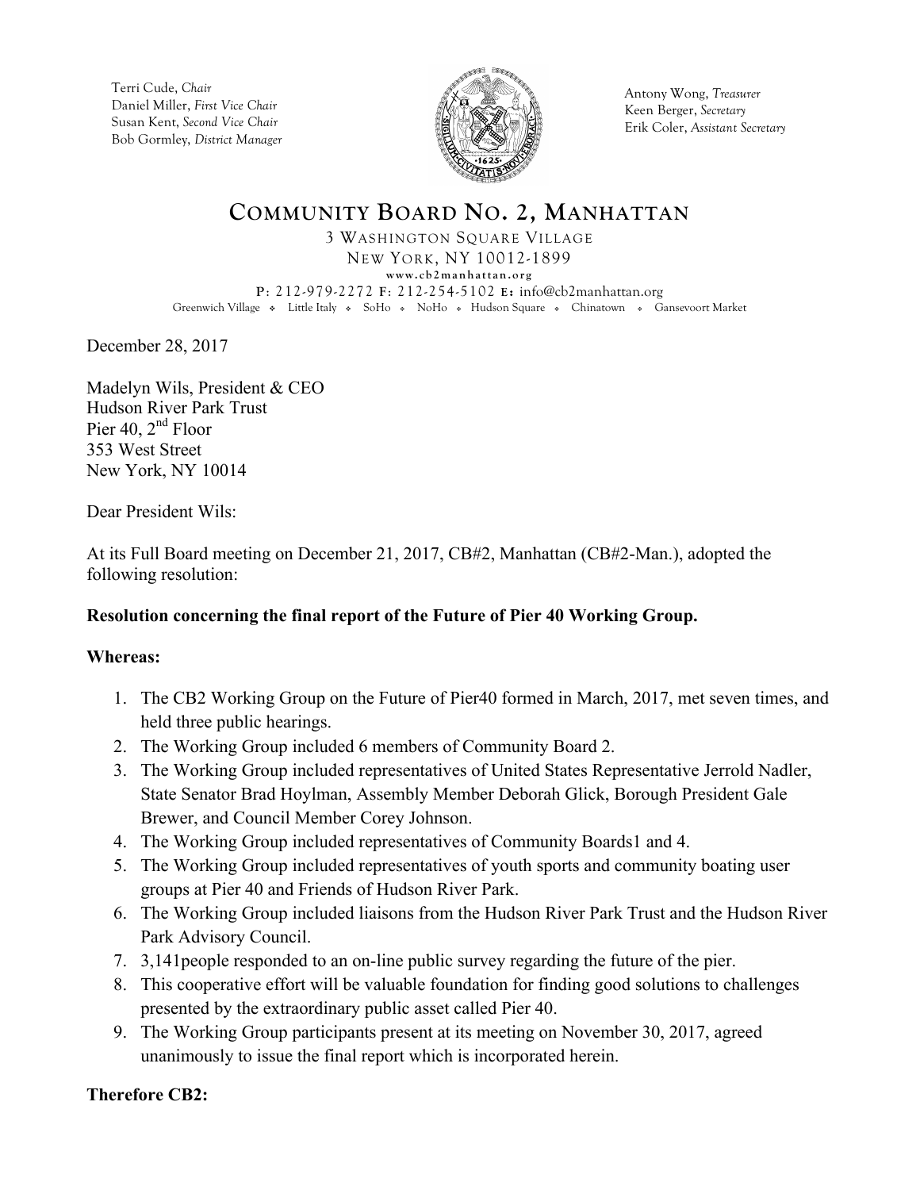Terri Cude, *Chair*
Daniel Miller, *First Vice Chair*
Susan Kent, *Second Vice Chair*
Bob Gormley, *District Manager*

Antony Wong, *Treasurer*
Keen Berger, *Secretary*
Erik Coler, *Assistant Secretary*

# COMMUNITY BOARD NO. 2, MANHATTAN

3 WASHINGTON SQUARE VILLAGE
NEW YORK, NY 10012-1899
www.cb2manhattan.org
P: 212-979-2272 F: 212-254-5102 E: info@cb2manhattan.org
Greenwich Village ❖ Little Italy ❖ SoHo ❖ NoHo ❖ Hudson Square ❖ Chinatown ❖ Gansevoort Market

December 28, 2017

Madelyn Wils, President & CEO
Hudson River Park Trust
Pier 40, 2nd Floor
353 West Street
New York, NY 10014

Dear President Wils:

At its Full Board meeting on December 21, 2017, CB#2, Manhattan (CB#2-Man.), adopted the following resolution:

**Resolution concerning the final report of the Future of Pier 40 Working Group.**

**Whereas:**

1. The CB2 Working Group on the Future of Pier40 formed in March, 2017, met seven times, and held three public hearings.
2. The Working Group included 6 members of Community Board 2.
3. The Working Group included representatives of United States Representative Jerrold Nadler, State Senator Brad Hoylman, Assembly Member Deborah Glick, Borough President Gale Brewer, and Council Member Corey Johnson.
4. The Working Group included representatives of Community Boards1 and 4.
5. The Working Group included representatives of youth sports and community boating user groups at Pier 40 and Friends of Hudson River Park.
6. The Working Group included liaisons from the Hudson River Park Trust and the Hudson River Park Advisory Council.
7. 3,141people responded to an on-line public survey regarding the future of the pier.
8. This cooperative effort will be valuable foundation for finding good solutions to challenges presented by the extraordinary public asset called Pier 40.
9. The Working Group participants present at its meeting on November 30, 2017, agreed unanimously to issue the final report which is incorporated herein.

**Therefore CB2:**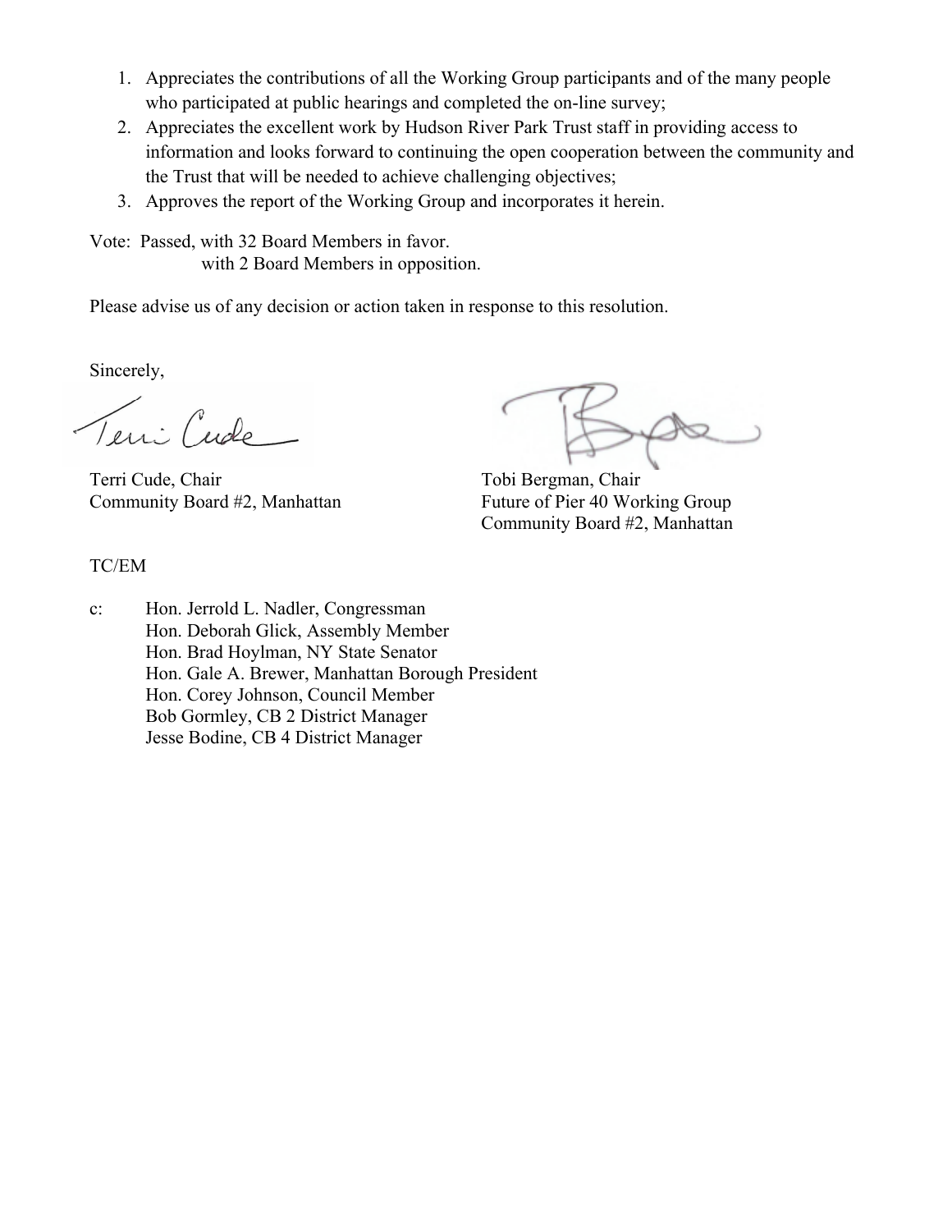1. Appreciates the contributions of all the Working Group participants and of the many people who participated at public hearings and completed the on-line survey;
2. Appreciates the excellent work by Hudson River Park Trust staff in providing access to information and looks forward to continuing the open cooperation between the community and the Trust that will be needed to achieve challenging objectives;
3. Approves the report of the Working Group and incorporates it herein.

Vote: Passed, with 32 Board Members in favor.
with 2 Board Members in opposition.

Please advise us of any decision or action taken in response to this resolution.

Sincerely,

Terri Cude, Chair
Community Board #2, Manhattan

Tobi Bergman, Chair
Future of Pier 40 Working Group
Community Board #2, Manhattan

TC/EM

c: Hon. Jerrold L. Nadler, Congressman
Hon. Deborah Glick, Assembly Member
Hon. Brad Hoylman, NY State Senator
Hon. Gale A. Brewer, Manhattan Borough President
Hon. Corey Johnson, Council Member
Bob Gormley, CB 2 District Manager
Jesse Bodine, CB 4 District Manager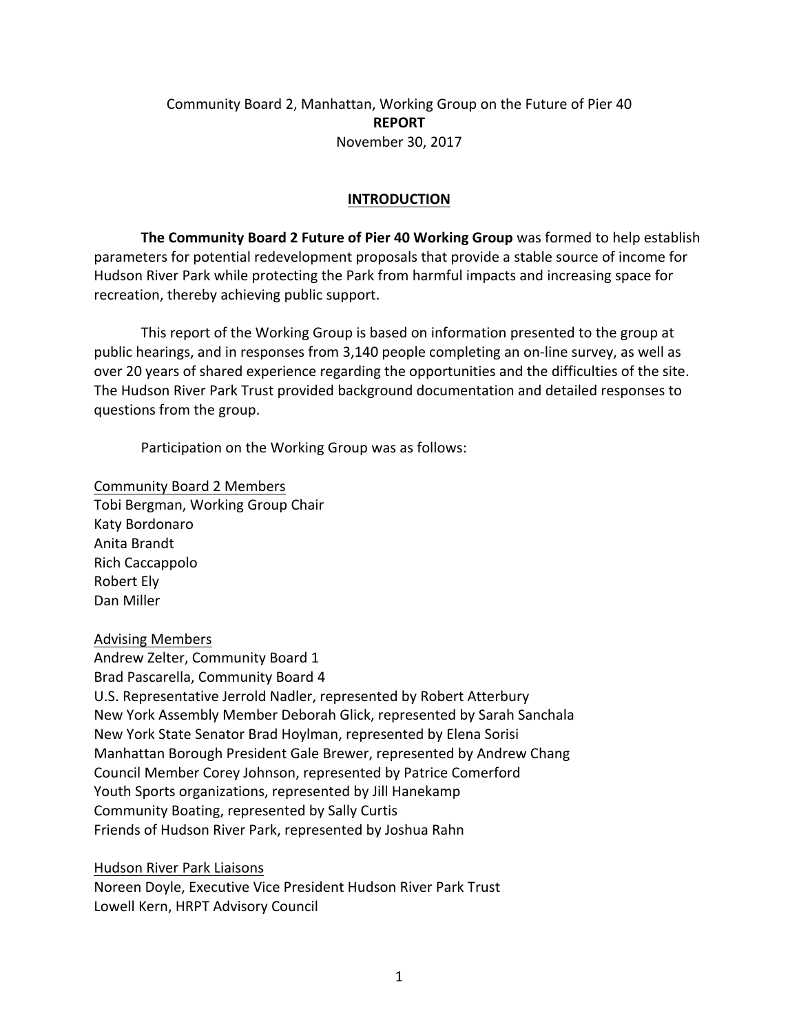Community Board 2, Manhattan, Working Group on the Future of Pier 40

**REPORT**

November 30, 2017

## INTRODUCTION

**The Community Board 2 Future of Pier 40 Working Group** was formed to help establish parameters for potential redevelopment proposals that provide a stable source of income for Hudson River Park while protecting the Park from harmful impacts and increasing space for recreation, thereby achieving public support.

This report of the Working Group is based on information presented to the group at public hearings, and in responses from 3,140 people completing an on-line survey, as well as over 20 years of shared experience regarding the opportunities and the difficulties of the site. The Hudson River Park Trust provided background documentation and detailed responses to questions from the group.

Participation on the Working Group was as follows:

Community Board 2 Members

Tobi Bergman, Working Group Chair
Katy Bordonaro
Anita Brandt
Rich Caccappolo
Robert Ely
Dan Miller

Advising Members

Andrew Zelter, Community Board 1
Brad Pascarella, Community Board 4
U.S. Representative Jerrold Nadler, represented by Robert Atterbury
New York Assembly Member Deborah Glick, represented by Sarah Sanchala
New York State Senator Brad Hoylman, represented by Elena Sorisi
Manhattan Borough President Gale Brewer, represented by Andrew Chang
Council Member Corey Johnson, represented by Patrice Comerford
Youth Sports organizations, represented by Jill Hanekamp
Community Boating, represented by Sally Curtis
Friends of Hudson River Park, represented by Joshua Rahn

Hudson River Park Liaisons

Noreen Doyle, Executive Vice President Hudson River Park Trust
Lowell Kern, HRPT Advisory Council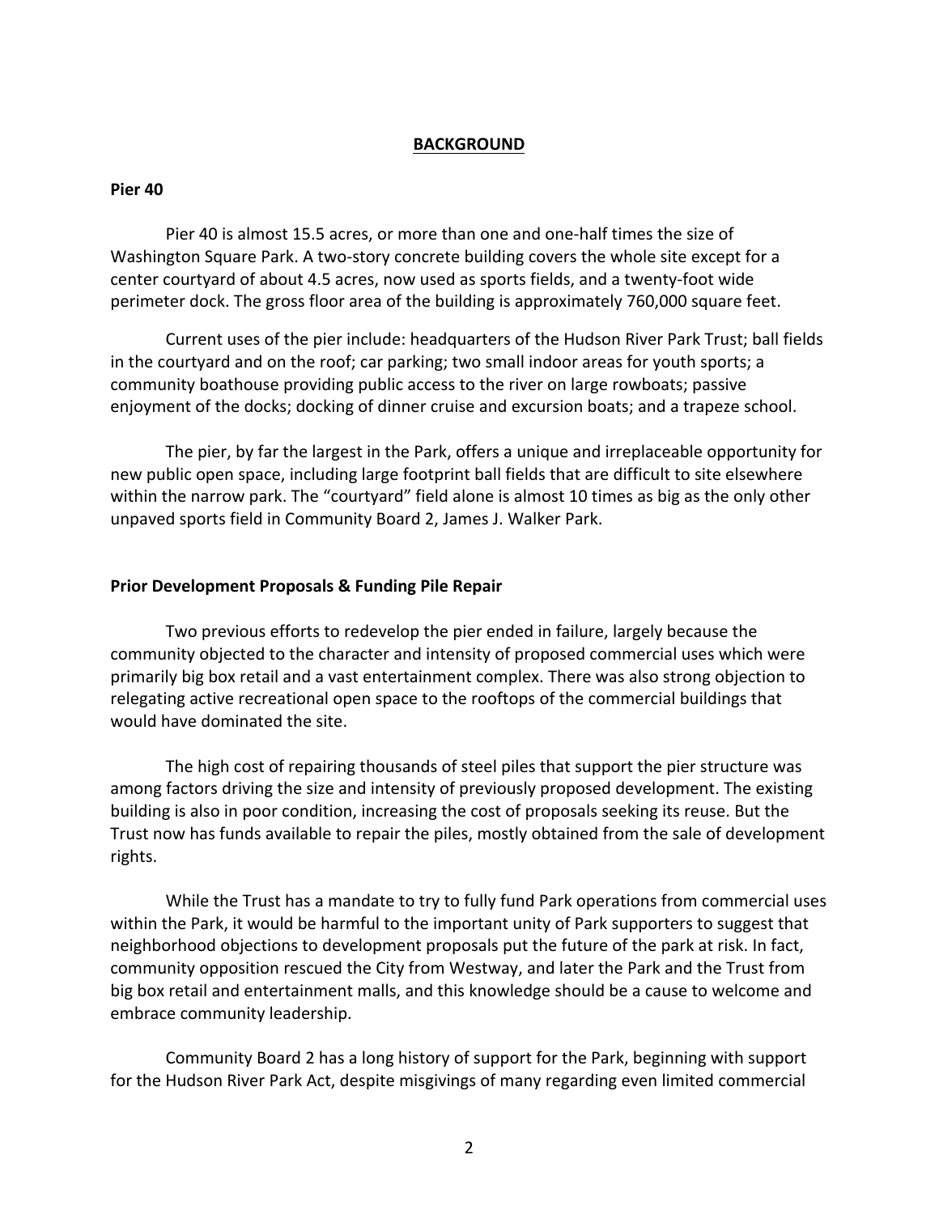## BACKGROUND

### Pier 40

Pier 40 is almost 15.5 acres, or more than one and one-half times the size of Washington Square Park. A two-story concrete building covers the whole site except for a center courtyard of about 4.5 acres, now used as sports fields, and a twenty-foot wide perimeter dock. The gross floor area of the building is approximately 760,000 square feet.

Current uses of the pier include: headquarters of the Hudson River Park Trust; ball fields in the courtyard and on the roof; car parking; two small indoor areas for youth sports; a community boathouse providing public access to the river on large rowboats; passive enjoyment of the docks; docking of dinner cruise and excursion boats; and a trapeze school.

The pier, by far the largest in the Park, offers a unique and irreplaceable opportunity for new public open space, including large footprint ball fields that are difficult to site elsewhere within the narrow park. The "courtyard" field alone is almost 10 times as big as the only other unpaved sports field in Community Board 2, James J. Walker Park.

### Prior Development Proposals & Funding Pile Repair

Two previous efforts to redevelop the pier ended in failure, largely because the community objected to the character and intensity of proposed commercial uses which were primarily big box retail and a vast entertainment complex. There was also strong objection to relegating active recreational open space to the rooftops of the commercial buildings that would have dominated the site.

The high cost of repairing thousands of steel piles that support the pier structure was among factors driving the size and intensity of previously proposed development. The existing building is also in poor condition, increasing the cost of proposals seeking its reuse. But the Trust now has funds available to repair the piles, mostly obtained from the sale of development rights.

While the Trust has a mandate to try to fully fund Park operations from commercial uses within the Park, it would be harmful to the important unity of Park supporters to suggest that neighborhood objections to development proposals put the future of the park at risk. In fact, community opposition rescued the City from Westway, and later the Park and the Trust from big box retail and entertainment malls, and this knowledge should be a cause to welcome and embrace community leadership.

Community Board 2 has a long history of support for the Park, beginning with support for the Hudson River Park Act, despite misgivings of many regarding even limited commercial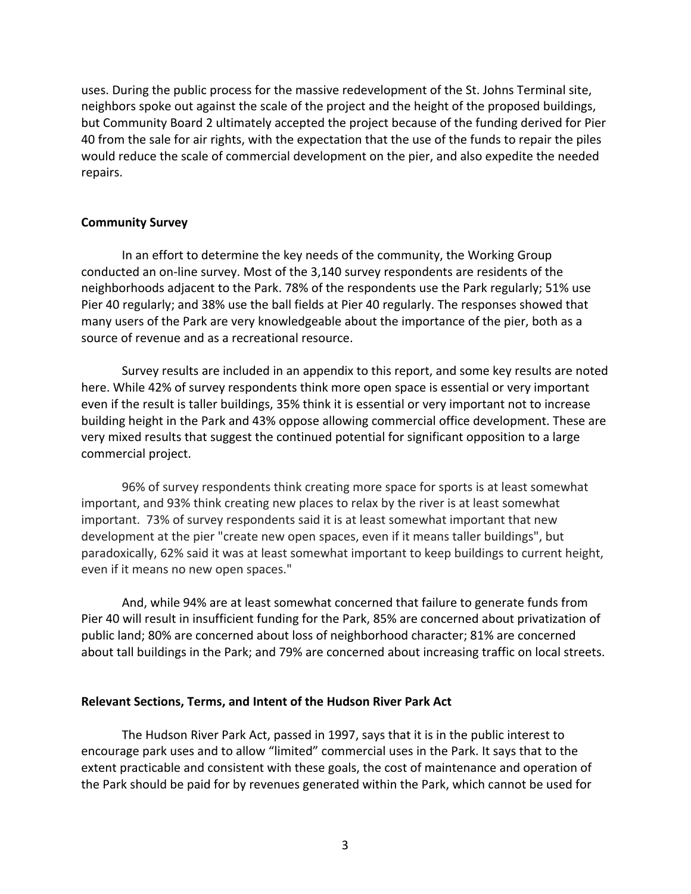uses. During the public process for the massive redevelopment of the St. Johns Terminal site, neighbors spoke out against the scale of the project and the height of the proposed buildings, but Community Board 2 ultimately accepted the project because of the funding derived for Pier 40 from the sale for air rights, with the expectation that the use of the funds to repair the piles would reduce the scale of commercial development on the pier, and also expedite the needed repairs.

**Community Survey**

In an effort to determine the key needs of the community, the Working Group conducted an on-line survey. Most of the 3,140 survey respondents are residents of the neighborhoods adjacent to the Park. 78% of the respondents use the Park regularly; 51% use Pier 40 regularly; and 38% use the ball fields at Pier 40 regularly. The responses showed that many users of the Park are very knowledgeable about the importance of the pier, both as a source of revenue and as a recreational resource.

Survey results are included in an appendix to this report, and some key results are noted here. While 42% of survey respondents think more open space is essential or very important even if the result is taller buildings, 35% think it is essential or very important not to increase building height in the Park and 43% oppose allowing commercial office development. These are very mixed results that suggest the continued potential for significant opposition to a large commercial project.

96% of survey respondents think creating more space for sports is at least somewhat important, and 93% think creating new places to relax by the river is at least somewhat important. 73% of survey respondents said it is at least somewhat important that new development at the pier "create new open spaces, even if it means taller buildings", but paradoxically, 62% said it was at least somewhat important to keep buildings to current height, even if it means no new open spaces."

And, while 94% are at least somewhat concerned that failure to generate funds from Pier 40 will result in insufficient funding for the Park, 85% are concerned about privatization of public land; 80% are concerned about loss of neighborhood character; 81% are concerned about tall buildings in the Park; and 79% are concerned about increasing traffic on local streets.

**Relevant Sections, Terms, and Intent of the Hudson River Park Act**

The Hudson River Park Act, passed in 1997, says that it is in the public interest to encourage park uses and to allow "limited" commercial uses in the Park. It says that to the extent practicable and consistent with these goals, the cost of maintenance and operation of the Park should be paid for by revenues generated within the Park, which cannot be used for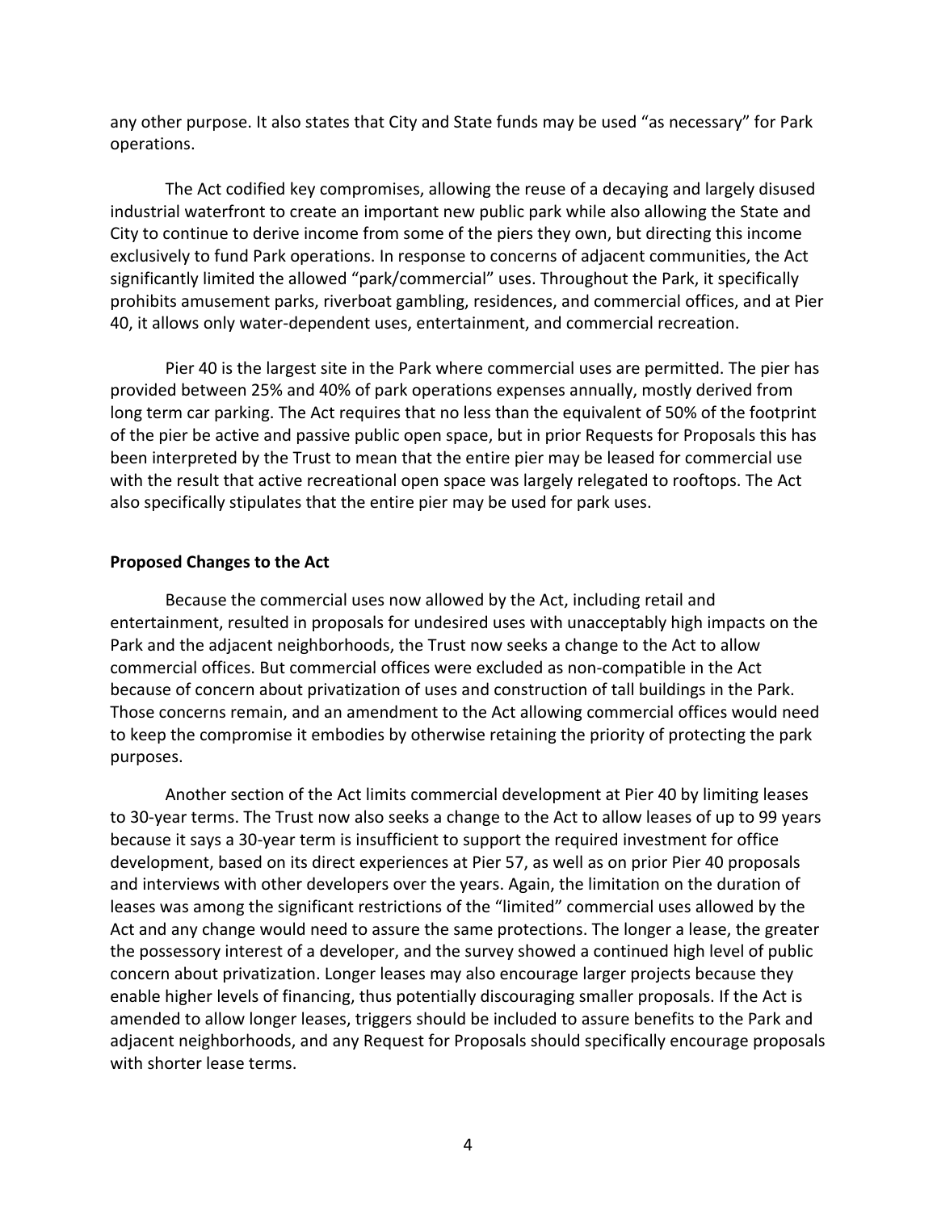any other purpose. It also states that City and State funds may be used “as necessary” for Park operations.

The Act codified key compromises, allowing the reuse of a decaying and largely disused industrial waterfront to create an important new public park while also allowing the State and City to continue to derive income from some of the piers they own, but directing this income exclusively to fund Park operations. In response to concerns of adjacent communities, the Act significantly limited the allowed “park/commercial” uses. Throughout the Park, it specifically prohibits amusement parks, riverboat gambling, residences, and commercial offices, and at Pier 40, it allows only water-dependent uses, entertainment, and commercial recreation.

Pier 40 is the largest site in the Park where commercial uses are permitted. The pier has provided between 25% and 40% of park operations expenses annually, mostly derived from long term car parking. The Act requires that no less than the equivalent of 50% of the footprint of the pier be active and passive public open space, but in prior Requests for Proposals this has been interpreted by the Trust to mean that the entire pier may be leased for commercial use with the result that active recreational open space was largely relegated to rooftops. The Act also specifically stipulates that the entire pier may be used for park uses.

**Proposed Changes to the Act**

Because the commercial uses now allowed by the Act, including retail and entertainment, resulted in proposals for undesired uses with unacceptably high impacts on the Park and the adjacent neighborhoods, the Trust now seeks a change to the Act to allow commercial offices. But commercial offices were excluded as non-compatible in the Act because of concern about privatization of uses and construction of tall buildings in the Park. Those concerns remain, and an amendment to the Act allowing commercial offices would need to keep the compromise it embodies by otherwise retaining the priority of protecting the park purposes.

Another section of the Act limits commercial development at Pier 40 by limiting leases to 30-year terms. The Trust now also seeks a change to the Act to allow leases of up to 99 years because it says a 30-year term is insufficient to support the required investment for office development, based on its direct experiences at Pier 57, as well as on prior Pier 40 proposals and interviews with other developers over the years. Again, the limitation on the duration of leases was among the significant restrictions of the “limited” commercial uses allowed by the Act and any change would need to assure the same protections. The longer a lease, the greater the possessory interest of a developer, and the survey showed a continued high level of public concern about privatization. Longer leases may also encourage larger projects because they enable higher levels of financing, thus potentially discouraging smaller proposals. If the Act is amended to allow longer leases, triggers should be included to assure benefits to the Park and adjacent neighborhoods, and any Request for Proposals should specifically encourage proposals with shorter lease terms.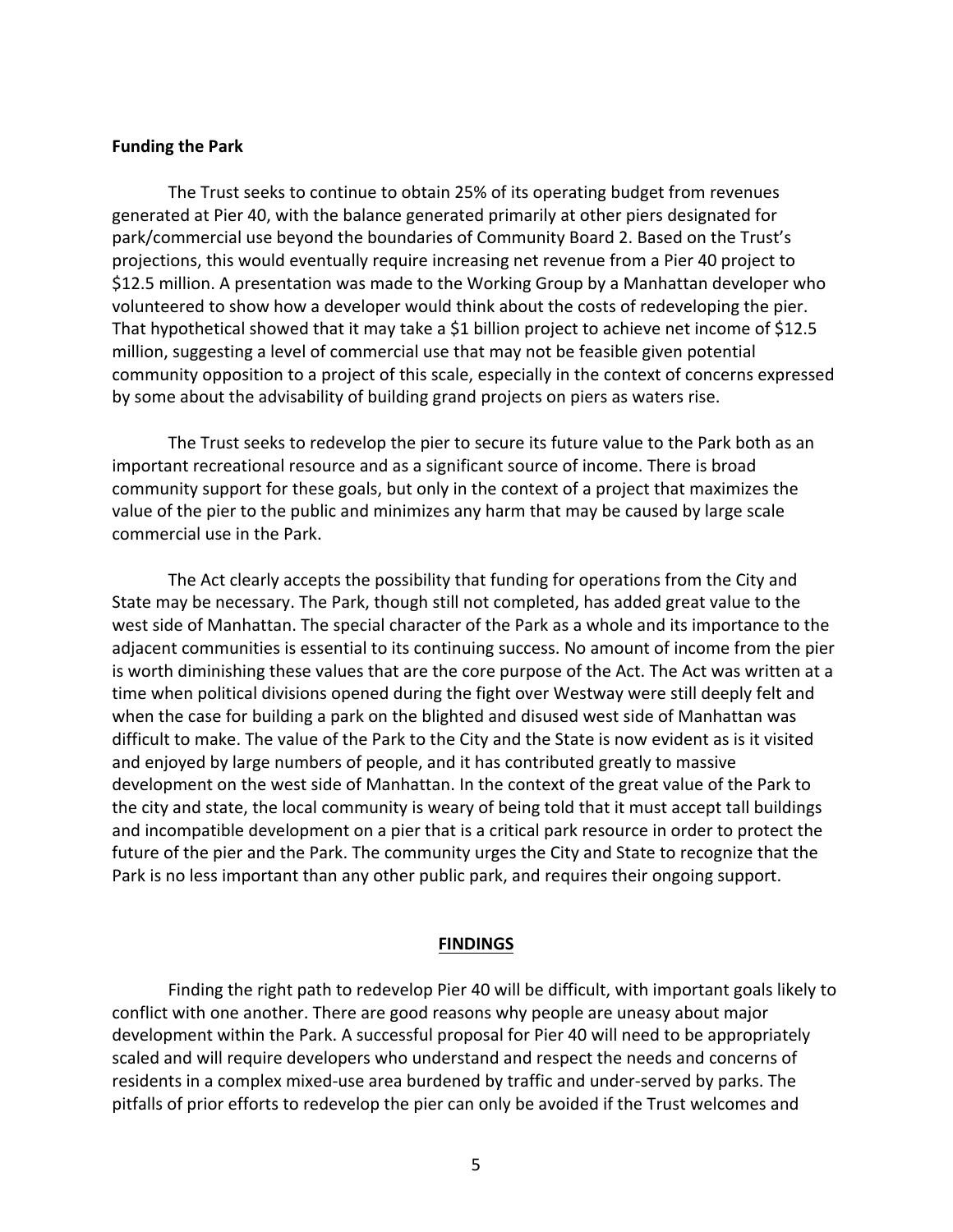**Funding the Park**

The Trust seeks to continue to obtain 25% of its operating budget from revenues generated at Pier 40, with the balance generated primarily at other piers designated for park/commercial use beyond the boundaries of Community Board 2. Based on the Trust's projections, this would eventually require increasing net revenue from a Pier 40 project to $12.5 million. A presentation was made to the Working Group by a Manhattan developer who volunteered to show how a developer would think about the costs of redeveloping the pier. That hypothetical showed that it may take a $1 billion project to achieve net income of $12.5 million, suggesting a level of commercial use that may not be feasible given potential community opposition to a project of this scale, especially in the context of concerns expressed by some about the advisability of building grand projects on piers as waters rise.

The Trust seeks to redevelop the pier to secure its future value to the Park both as an important recreational resource and as a significant source of income. There is broad community support for these goals, but only in the context of a project that maximizes the value of the pier to the public and minimizes any harm that may be caused by large scale commercial use in the Park.

The Act clearly accepts the possibility that funding for operations from the City and State may be necessary. The Park, though still not completed, has added great value to the west side of Manhattan. The special character of the Park as a whole and its importance to the adjacent communities is essential to its continuing success. No amount of income from the pier is worth diminishing these values that are the core purpose of the Act. The Act was written at a time when political divisions opened during the fight over Westway were still deeply felt and when the case for building a park on the blighted and disused west side of Manhattan was difficult to make. The value of the Park to the City and the State is now evident as is it visited and enjoyed by large numbers of people, and it has contributed greatly to massive development on the west side of Manhattan. In the context of the great value of the Park to the city and state, the local community is weary of being told that it must accept tall buildings and incompatible development on a pier that is a critical park resource in order to protect the future of the pier and the Park. The community urges the City and State to recognize that the Park is no less important than any other public park, and requires their ongoing support.

## FINDINGS

Finding the right path to redevelop Pier 40 will be difficult, with important goals likely to conflict with one another. There are good reasons why people are uneasy about major development within the Park. A successful proposal for Pier 40 will need to be appropriately scaled and will require developers who understand and respect the needs and concerns of residents in a complex mixed-use area burdened by traffic and under-served by parks. The pitfalls of prior efforts to redevelop the pier can only be avoided if the Trust welcomes and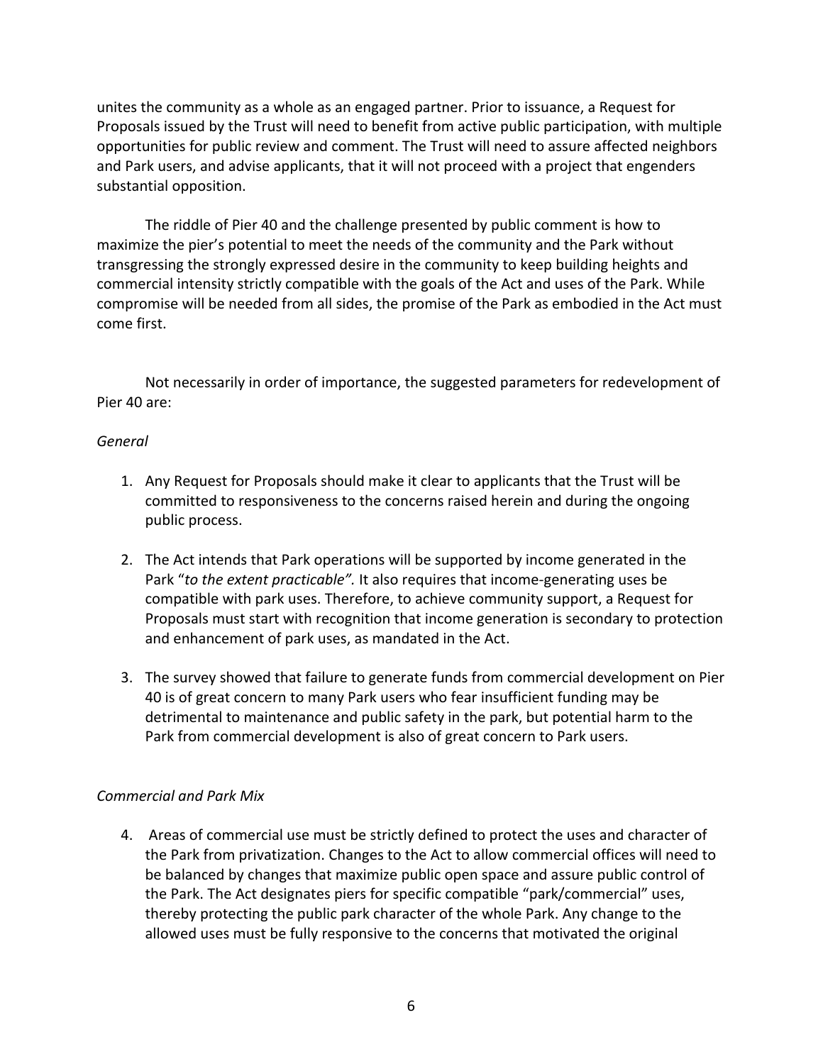unites the community as a whole as an engaged partner. Prior to issuance, a Request for Proposals issued by the Trust will need to benefit from active public participation, with multiple opportunities for public review and comment. The Trust will need to assure affected neighbors and Park users, and advise applicants, that it will not proceed with a project that engenders substantial opposition.

The riddle of Pier 40 and the challenge presented by public comment is how to maximize the pier's potential to meet the needs of the community and the Park without transgressing the strongly expressed desire in the community to keep building heights and commercial intensity strictly compatible with the goals of the Act and uses of the Park. While compromise will be needed from all sides, the promise of the Park as embodied in the Act must come first.

Not necessarily in order of importance, the suggested parameters for redevelopment of Pier 40 are:

*General*

1. Any Request for Proposals should make it clear to applicants that the Trust will be committed to responsiveness to the concerns raised herein and during the ongoing public process.

2. The Act intends that Park operations will be supported by income generated in the Park "*to the extent practicable".* It also requires that income-generating uses be compatible with park uses. Therefore, to achieve community support, a Request for Proposals must start with recognition that income generation is secondary to protection and enhancement of park uses, as mandated in the Act.

3. The survey showed that failure to generate funds from commercial development on Pier 40 is of great concern to many Park users who fear insufficient funding may be detrimental to maintenance and public safety in the park, but potential harm to the Park from commercial development is also of great concern to Park users.

*Commercial and Park Mix*

4. Areas of commercial use must be strictly defined to protect the uses and character of the Park from privatization. Changes to the Act to allow commercial offices will need to be balanced by changes that maximize public open space and assure public control of the Park. The Act designates piers for specific compatible "park/commercial" uses, thereby protecting the public park character of the whole Park. Any change to the allowed uses must be fully responsive to the concerns that motivated the original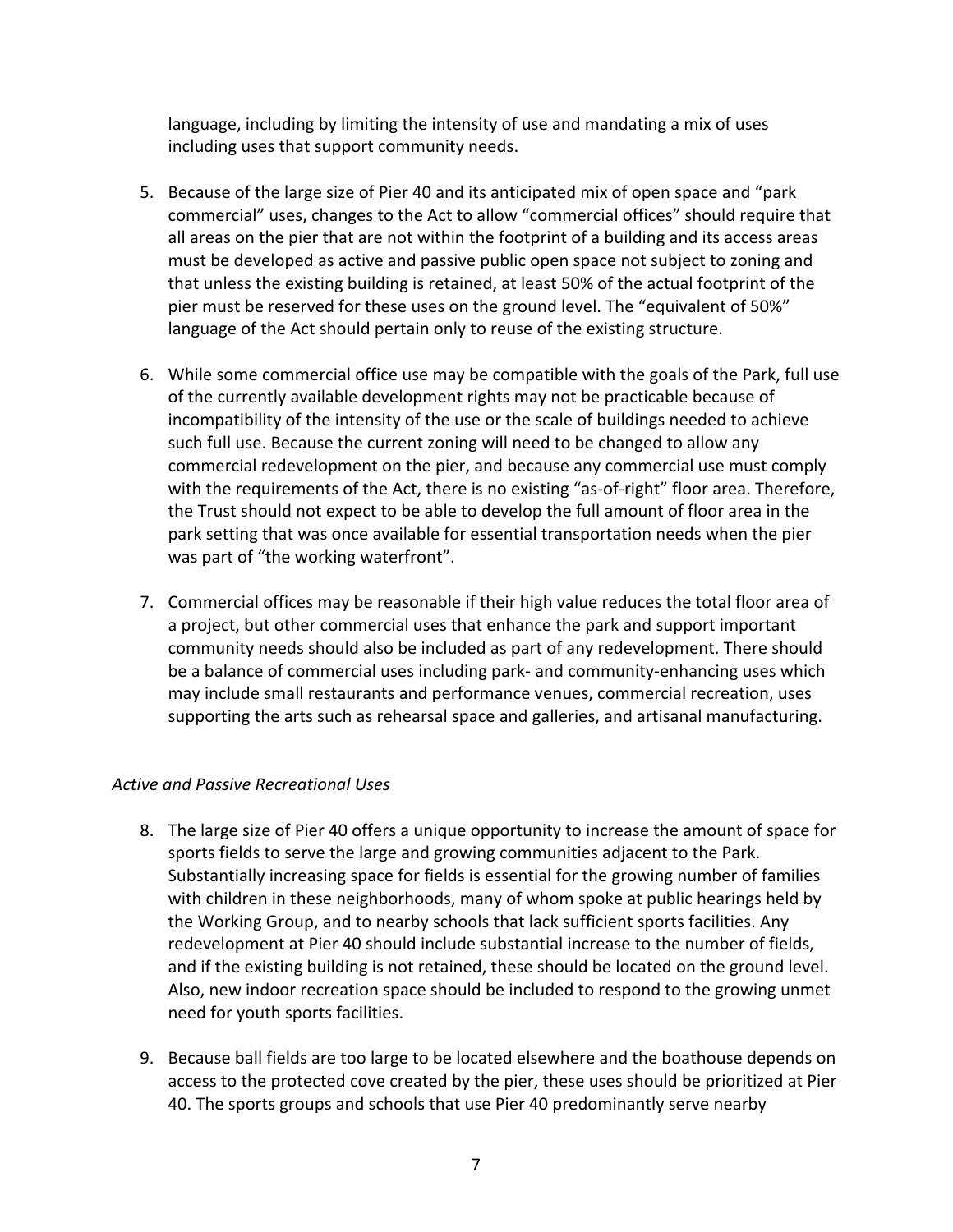language, including by limiting the intensity of use and mandating a mix of uses including uses that support community needs.

5. Because of the large size of Pier 40 and its anticipated mix of open space and "park commercial" uses, changes to the Act to allow "commercial offices" should require that all areas on the pier that are not within the footprint of a building and its access areas must be developed as active and passive public open space not subject to zoning and that unless the existing building is retained, at least 50% of the actual footprint of the pier must be reserved for these uses on the ground level. The "equivalent of 50%" language of the Act should pertain only to reuse of the existing structure.

6. While some commercial office use may be compatible with the goals of the Park, full use of the currently available development rights may not be practicable because of incompatibility of the intensity of the use or the scale of buildings needed to achieve such full use. Because the current zoning will need to be changed to allow any commercial redevelopment on the pier, and because any commercial use must comply with the requirements of the Act, there is no existing "as-of-right" floor area. Therefore, the Trust should not expect to be able to develop the full amount of floor area in the park setting that was once available for essential transportation needs when the pier was part of "the working waterfront".

7. Commercial offices may be reasonable if their high value reduces the total floor area of a project, but other commercial uses that enhance the park and support important community needs should also be included as part of any redevelopment. There should be a balance of commercial uses including park- and community-enhancing uses which may include small restaurants and performance venues, commercial recreation, uses supporting the arts such as rehearsal space and galleries, and artisanal manufacturing.

*Active and Passive Recreational Uses*

8. The large size of Pier 40 offers a unique opportunity to increase the amount of space for sports fields to serve the large and growing communities adjacent to the Park. Substantially increasing space for fields is essential for the growing number of families with children in these neighborhoods, many of whom spoke at public hearings held by the Working Group, and to nearby schools that lack sufficient sports facilities. Any redevelopment at Pier 40 should include substantial increase to the number of fields, and if the existing building is not retained, these should be located on the ground level. Also, new indoor recreation space should be included to respond to the growing unmet need for youth sports facilities.

9. Because ball fields are too large to be located elsewhere and the boathouse depends on access to the protected cove created by the pier, these uses should be prioritized at Pier 40. The sports groups and schools that use Pier 40 predominantly serve nearby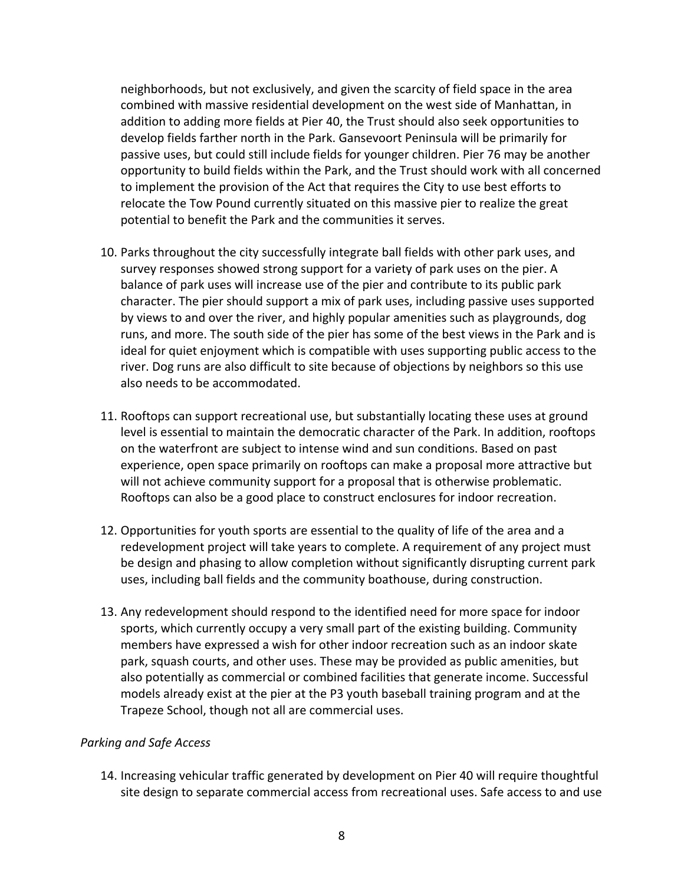neighborhoods, but not exclusively, and given the scarcity of field space in the area combined with massive residential development on the west side of Manhattan, in addition to adding more fields at Pier 40, the Trust should also seek opportunities to develop fields farther north in the Park. Gansevoort Peninsula will be primarily for passive uses, but could still include fields for younger children. Pier 76 may be another opportunity to build fields within the Park, and the Trust should work with all concerned to implement the provision of the Act that requires the City to use best efforts to relocate the Tow Pound currently situated on this massive pier to realize the great potential to benefit the Park and the communities it serves.

10. Parks throughout the city successfully integrate ball fields with other park uses, and survey responses showed strong support for a variety of park uses on the pier. A balance of park uses will increase use of the pier and contribute to its public park character. The pier should support a mix of park uses, including passive uses supported by views to and over the river, and highly popular amenities such as playgrounds, dog runs, and more. The south side of the pier has some of the best views in the Park and is ideal for quiet enjoyment which is compatible with uses supporting public access to the river. Dog runs are also difficult to site because of objections by neighbors so this use also needs to be accommodated.

11. Rooftops can support recreational use, but substantially locating these uses at ground level is essential to maintain the democratic character of the Park. In addition, rooftops on the waterfront are subject to intense wind and sun conditions. Based on past experience, open space primarily on rooftops can make a proposal more attractive but will not achieve community support for a proposal that is otherwise problematic. Rooftops can also be a good place to construct enclosures for indoor recreation.

12. Opportunities for youth sports are essential to the quality of life of the area and a redevelopment project will take years to complete. A requirement of any project must be design and phasing to allow completion without significantly disrupting current park uses, including ball fields and the community boathouse, during construction.

13. Any redevelopment should respond to the identified need for more space for indoor sports, which currently occupy a very small part of the existing building. Community members have expressed a wish for other indoor recreation such as an indoor skate park, squash courts, and other uses. These may be provided as public amenities, but also potentially as commercial or combined facilities that generate income. Successful models already exist at the pier at the P3 youth baseball training program and at the Trapeze School, though not all are commercial uses.

*Parking and Safe Access*

14. Increasing vehicular traffic generated by development on Pier 40 will require thoughtful site design to separate commercial access from recreational uses. Safe access to and use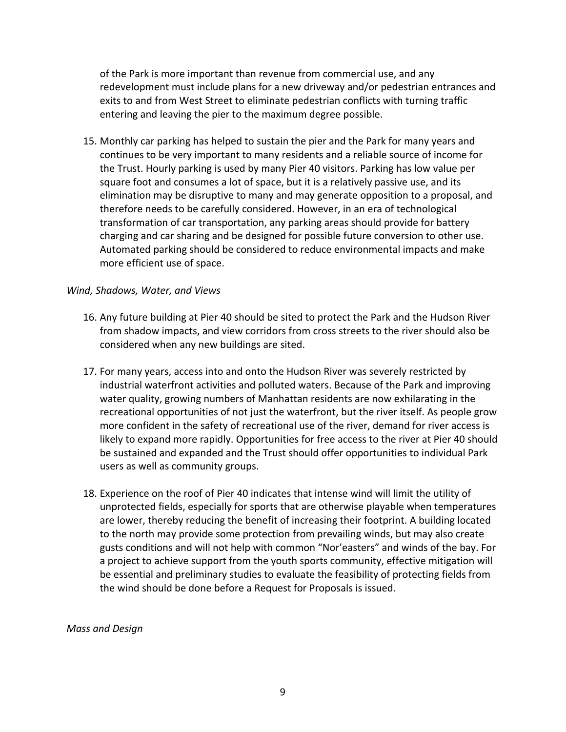of the Park is more important than revenue from commercial use, and any redevelopment must include plans for a new driveway and/or pedestrian entrances and exits to and from West Street to eliminate pedestrian conflicts with turning traffic entering and leaving the pier to the maximum degree possible.

15. Monthly car parking has helped to sustain the pier and the Park for many years and continues to be very important to many residents and a reliable source of income for the Trust. Hourly parking is used by many Pier 40 visitors. Parking has low value per square foot and consumes a lot of space, but it is a relatively passive use, and its elimination may be disruptive to many and may generate opposition to a proposal, and therefore needs to be carefully considered. However, in an era of technological transformation of car transportation, any parking areas should provide for battery charging and car sharing and be designed for possible future conversion to other use. Automated parking should be considered to reduce environmental impacts and make more efficient use of space.

*Wind, Shadows, Water, and Views*

16. Any future building at Pier 40 should be sited to protect the Park and the Hudson River from shadow impacts, and view corridors from cross streets to the river should also be considered when any new buildings are sited.

17. For many years, access into and onto the Hudson River was severely restricted by industrial waterfront activities and polluted waters. Because of the Park and improving water quality, growing numbers of Manhattan residents are now exhilarating in the recreational opportunities of not just the waterfront, but the river itself. As people grow more confident in the safety of recreational use of the river, demand for river access is likely to expand more rapidly. Opportunities for free access to the river at Pier 40 should be sustained and expanded and the Trust should offer opportunities to individual Park users as well as community groups.

18. Experience on the roof of Pier 40 indicates that intense wind will limit the utility of unprotected fields, especially for sports that are otherwise playable when temperatures are lower, thereby reducing the benefit of increasing their footprint. A building located to the north may provide some protection from prevailing winds, but may also create gusts conditions and will not help with common "Nor'easters" and winds of the bay. For a project to achieve support from the youth sports community, effective mitigation will be essential and preliminary studies to evaluate the feasibility of protecting fields from the wind should be done before a Request for Proposals is issued.

*Mass and Design*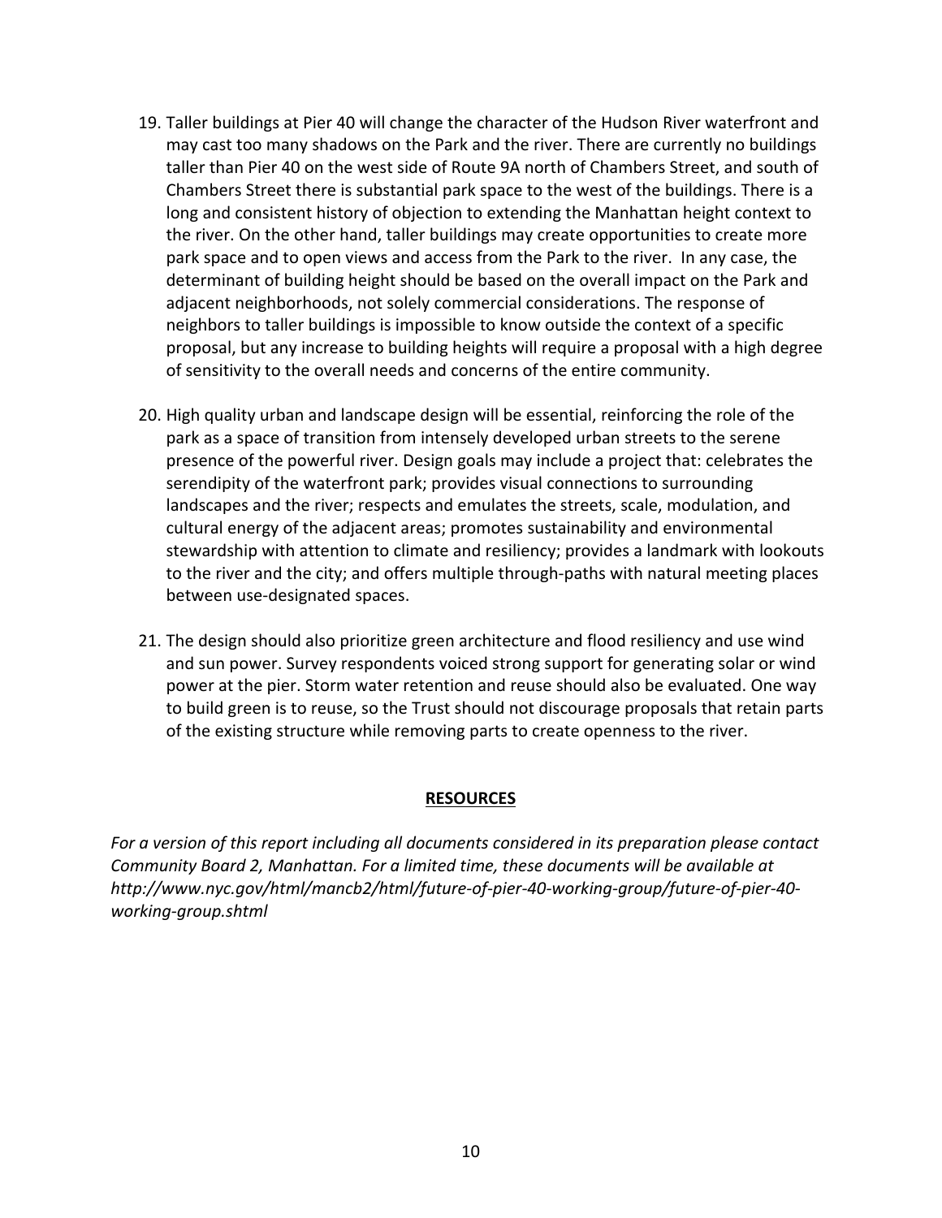19. Taller buildings at Pier 40 will change the character of the Hudson River waterfront and may cast too many shadows on the Park and the river. There are currently no buildings taller than Pier 40 on the west side of Route 9A north of Chambers Street, and south of Chambers Street there is substantial park space to the west of the buildings. There is a long and consistent history of objection to extending the Manhattan height context to the river. On the other hand, taller buildings may create opportunities to create more park space and to open views and access from the Park to the river. In any case, the determinant of building height should be based on the overall impact on the Park and adjacent neighborhoods, not solely commercial considerations. The response of neighbors to taller buildings is impossible to know outside the context of a specific proposal, but any increase to building heights will require a proposal with a high degree of sensitivity to the overall needs and concerns of the entire community.

20. High quality urban and landscape design will be essential, reinforcing the role of the park as a space of transition from intensely developed urban streets to the serene presence of the powerful river. Design goals may include a project that: celebrates the serendipity of the waterfront park; provides visual connections to surrounding landscapes and the river; respects and emulates the streets, scale, modulation, and cultural energy of the adjacent areas; promotes sustainability and environmental stewardship with attention to climate and resiliency; provides a landmark with lookouts to the river and the city; and offers multiple through-paths with natural meeting places between use-designated spaces.

21. The design should also prioritize green architecture and flood resiliency and use wind and sun power. Survey respondents voiced strong support for generating solar or wind power at the pier. Storm water retention and reuse should also be evaluated. One way to build green is to reuse, so the Trust should not discourage proposals that retain parts of the existing structure while removing parts to create openness to the river.

## RESOURCES

*For a version of this report including all documents considered in its preparation please contact Community Board 2, Manhattan. For a limited time, these documents will be available at http://www.nyc.gov/html/mancb2/html/future-of-pier-40-working-group/future-of-pier-40-working-group.shtml*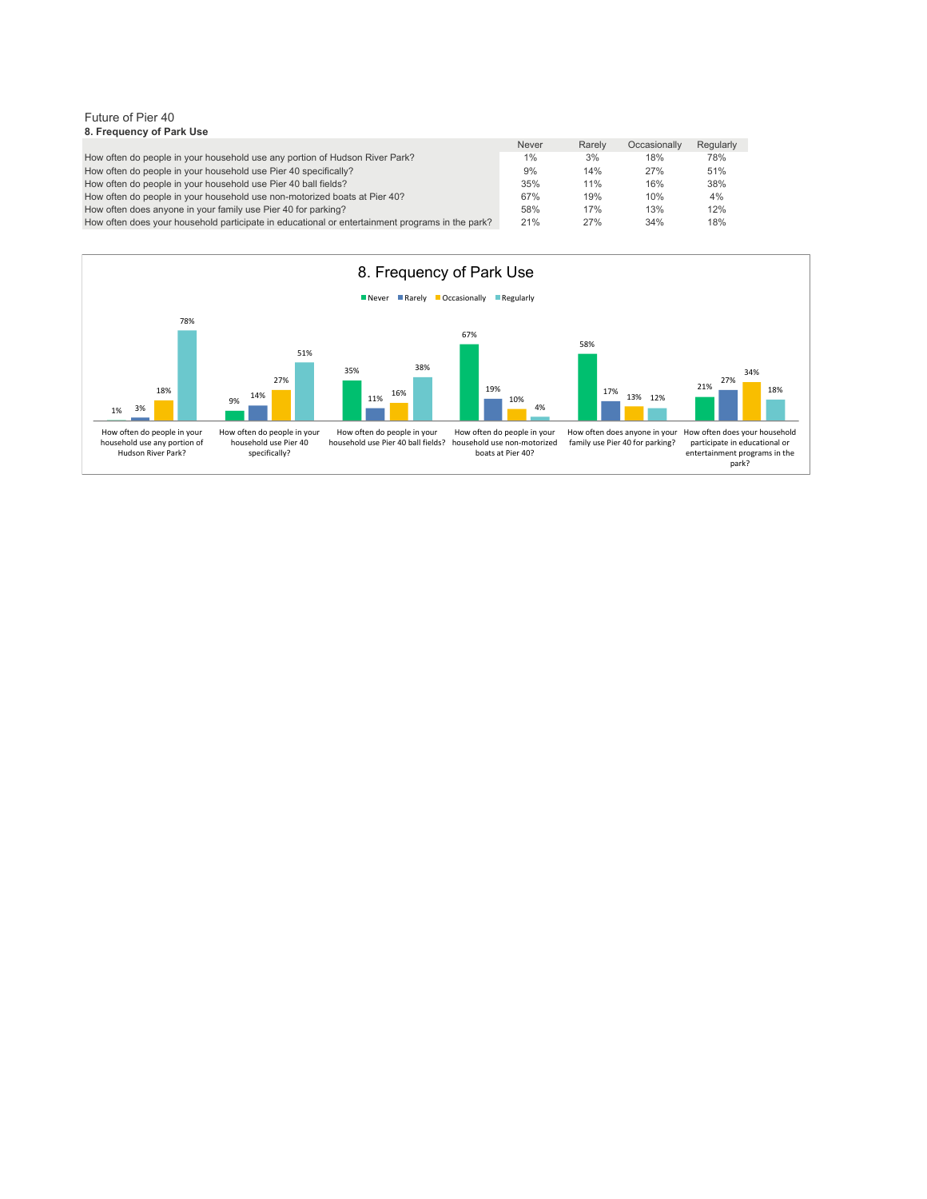Future of Pier 40

**8. Frequency of Park Use**

| | Never | Rarely | Occasionally | Regularly |
|---|---|---|---|---|
| How often do people in your household use any portion of Hudson River Park? | 1% | 3% | 18% | 78% |
| How often do people in your household use Pier 40 specifically? | 9% | 14% | 27% | 51% |
| How often do people in your household use Pier 40 ball fields? | 35% | 11% | 16% | 38% |
| How often do people in your household use non-motorized boats at Pier 40? | 67% | 19% | 10% | 4% |
| How often does anyone in your family use Pier 40 for parking? | 58% | 17% | 13% | 12% |
| How often does your household participate in educational or entertainment programs in the park? | 21% | 27% | 34% | 18% |

## 8. Frequency of Park Use

Never | Rarely | Occasionally | Regularly

| | Never | Rarely | Occasionally | Regularly |
|---|---|---|---|---|
| How often do people in your household use any portion of Hudson River Park? | 1% | 3% | 18% | 78% |
| How often do people in your household use Pier 40 specifically? | 9% | 14% | 27% | 51% |
| How often do people in your household use Pier 40 ball fields? | 35% | 11% | 16% | 38% |
| How often do people in your household use non-motorized boats at Pier 40? | 67% | 19% | 10% | 4% |
| How often does anyone in your family use Pier 40 for parking? | 58% | 17% | 13% | 12% |
| How often does your household participate in educational or entertainment programs in the park? | 21% | 27% | 34% | 18% |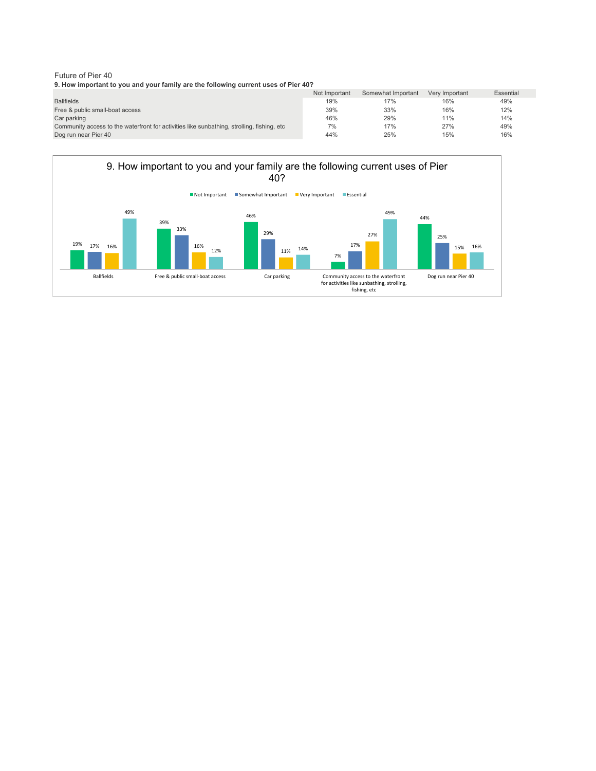Future of Pier 40

**9. How important to you and your family are the following current uses of Pier 40?**

| | Not Important | Somewhat Important | Very Important | Essential |
|---|---|---|---|---|
| Ballfields | 19% | 17% | 16% | 49% |
| Free & public small-boat access | 39% | 33% | 16% | 12% |
| Car parking | 46% | 29% | 11% | 14% |
| Community access to the waterfront for activities like sunbathing, strolling, fishing, etc | 7% | 17% | 27% | 49% |
| Dog run near Pier 40 | 44% | 25% | 15% | 16% |

9. How important to you and your family are the following current uses of Pier 40?

Not Important | Somewhat Important | Very Important | Essential

| | Not Important | Somewhat Important | Very Important | Essential |
|---|---|---|---|---|
| Ballfields | 19% | 17% | 16% | 49% |
| Free & public small-boat access | 39% | 33% | 16% | 12% |
| Car parking | 46% | 29% | 11% | 14% |
| Community access to the waterfront for activities like sunbathing, strolling, fishing, etc | 7% | 17% | 27% | 49% |
| Dog run near Pier 40 | 44% | 25% | 15% | 16% |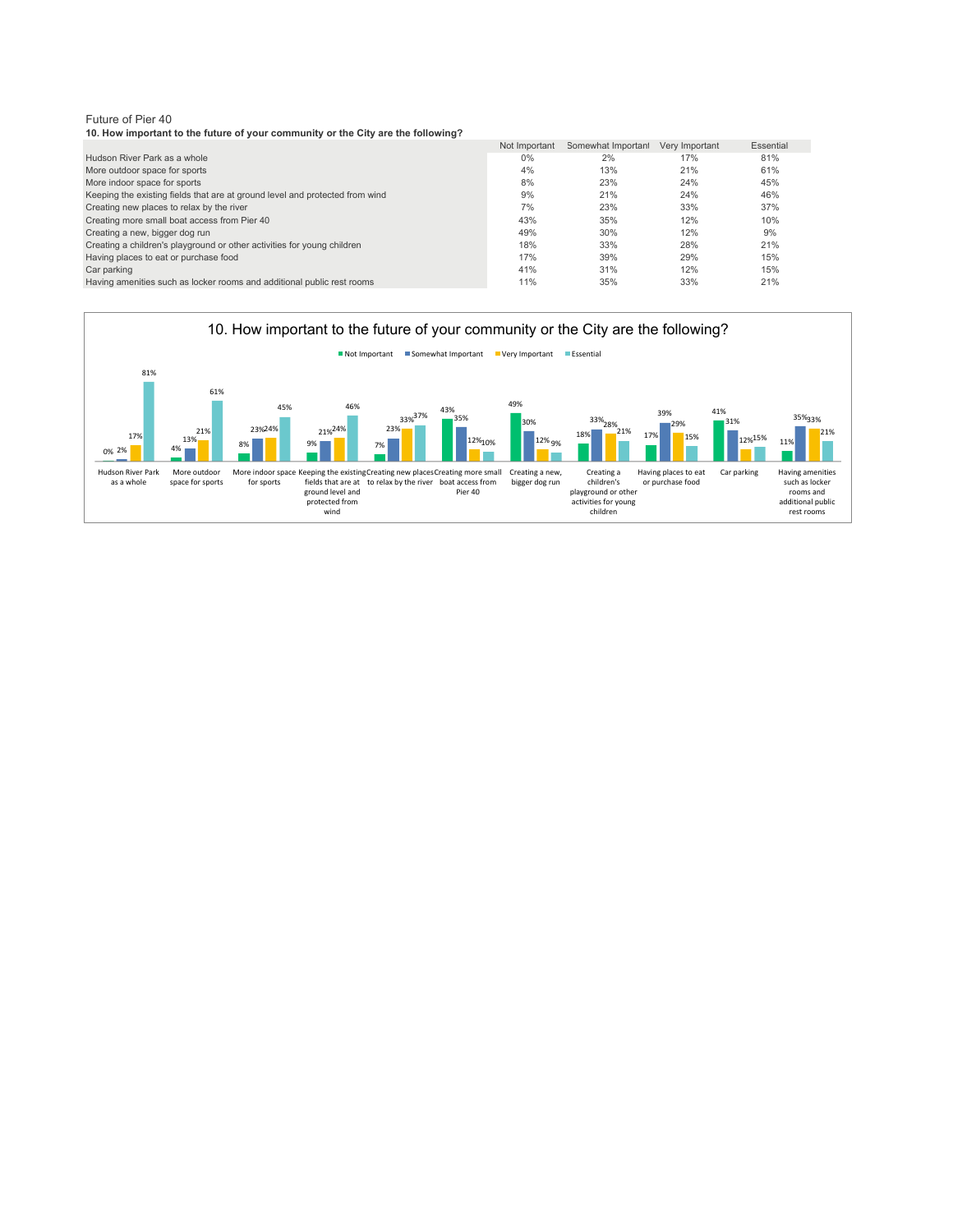Future of Pier 40

**10. How important to the future of your community or the City are the following?**

| | Not Important | Somewhat Important | Very Important | Essential |
|---|---|---|---|---|
| Hudson River Park as a whole | 0% | 2% | 17% | 81% |
| More outdoor space for sports | 4% | 13% | 21% | 61% |
| More indoor space for sports | 8% | 23% | 24% | 45% |
| Keeping the existing fields that are at ground level and protected from wind | 9% | 21% | 24% | 46% |
| Creating new places to relax by the river | 7% | 23% | 33% | 37% |
| Creating more small boat access from Pier 40 | 43% | 35% | 12% | 10% |
| Creating a new, bigger dog run | 49% | 30% | 12% | 9% |
| Creating a children's playground or other activities for young children | 18% | 33% | 28% | 21% |
| Having places to eat or purchase food | 17% | 39% | 29% | 15% |
| Car parking | 41% | 31% | 12% | 15% |
| Having amenities such as locker rooms and additional public rest rooms | 11% | 35% | 33% | 21% |

10. How important to the future of your community or the City are the following?

| | Not Important | Somewhat Important | Very Important | Essential |
|---|---|---|---|---|
| Hudson River Park as a whole | 0% | 2% | 17% | 81% |
| More outdoor space for sports | 4% | 13% | 21% | 61% |
| More indoor space for sports | 8% | 23% | 24% | 45% |
| Keeping the existing fields that are at ground level and protected from wind | 9% | 21% | 24% | 46% |
| Creating new places to relax by the river | 7% | 23% | 33% | 37% |
| Creating more small boat access from Pier 40 | 43% | 35% | 12% | 10% |
| Creating a new, bigger dog run | 49% | 30% | 12% | 9% |
| Creating a children's playground or other activities for young children | 18% | 33% | 28% | 21% |
| Having places to eat or purchase food | 17% | 39% | 29% | 15% |
| Car parking | 41% | 31% | 12% | 15% |
| Having amenities such as locker rooms and additional public rest rooms | 11% | 35% | 33% | 21% |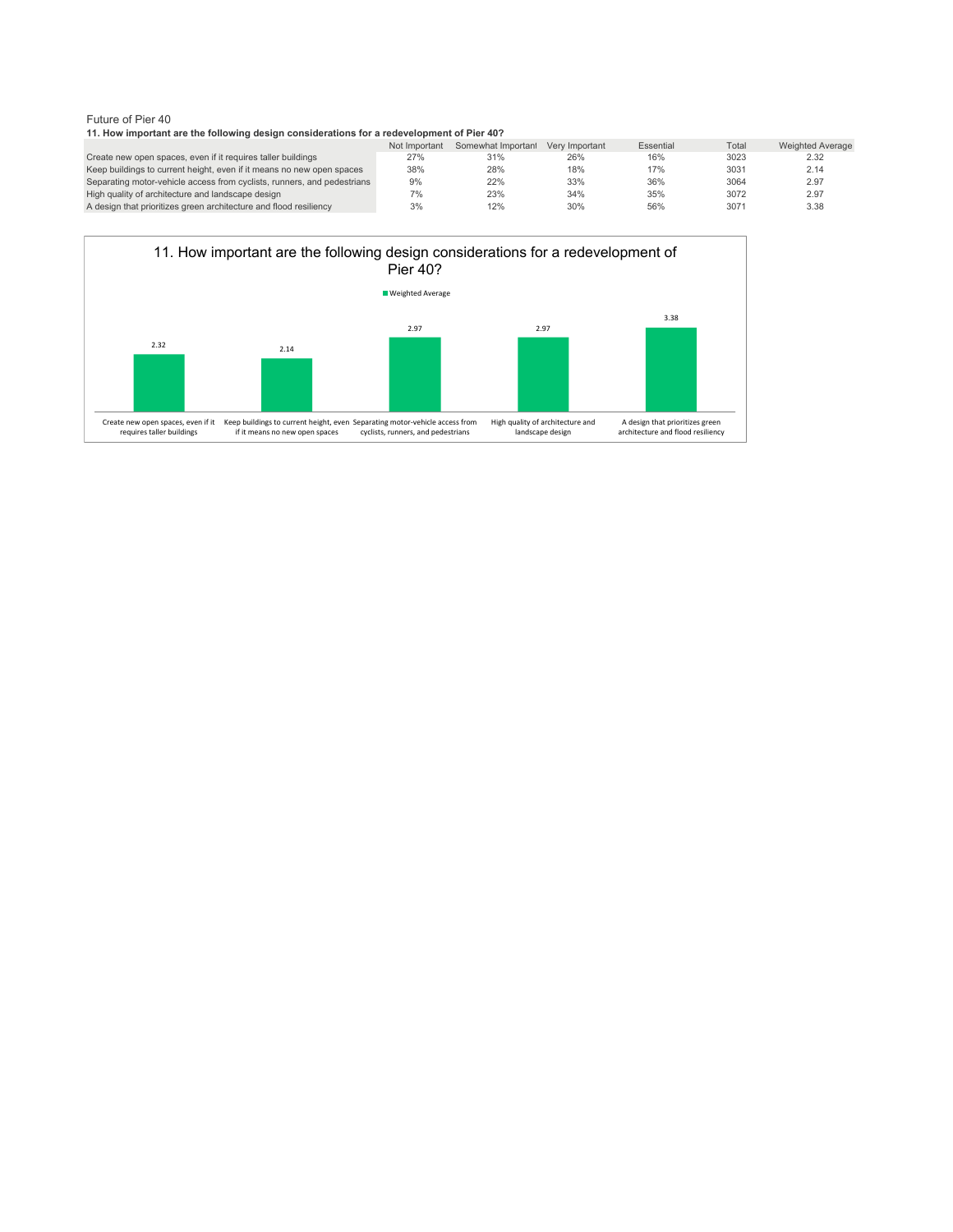Future of Pier 40

**11. How important are the following design considerations for a redevelopment of Pier 40?**

| | Not Important | Somewhat Important | Very Important | Essential | Total | Weighted Average |
|---|---|---|---|---|---|---|
| Create new open spaces, even if it requires taller buildings | 27% | 31% | 26% | 16% | 3023 | 2.32 |
| Keep buildings to current height, even if it means no new open spaces | 38% | 28% | 18% | 17% | 3031 | 2.14 |
| Separating motor-vehicle access from cyclists, runners, and pedestrians | 9% | 22% | 33% | 36% | 3064 | 2.97 |
| High quality of architecture and landscape design | 7% | 23% | 34% | 35% | 3072 | 2.97 |
| A design that prioritizes green architecture and flood resiliency | 3% | 12% | 30% | 56% | 3071 | 3.38 |

11. How important are the following design considerations for a redevelopment of Pier 40?

Weighted Average

| | Weighted Average |
|---|---|
| Create new open spaces, even if it requires taller buildings | 2.32 |
| Keep buildings to current height, even if it means no new open spaces | 2.14 |
| Separating motor-vehicle access from cyclists, runners, and pedestrians | 2.97 |
| High quality of architecture and landscape design | 2.97 |
| A design that prioritizes green architecture and flood resiliency | 3.38 |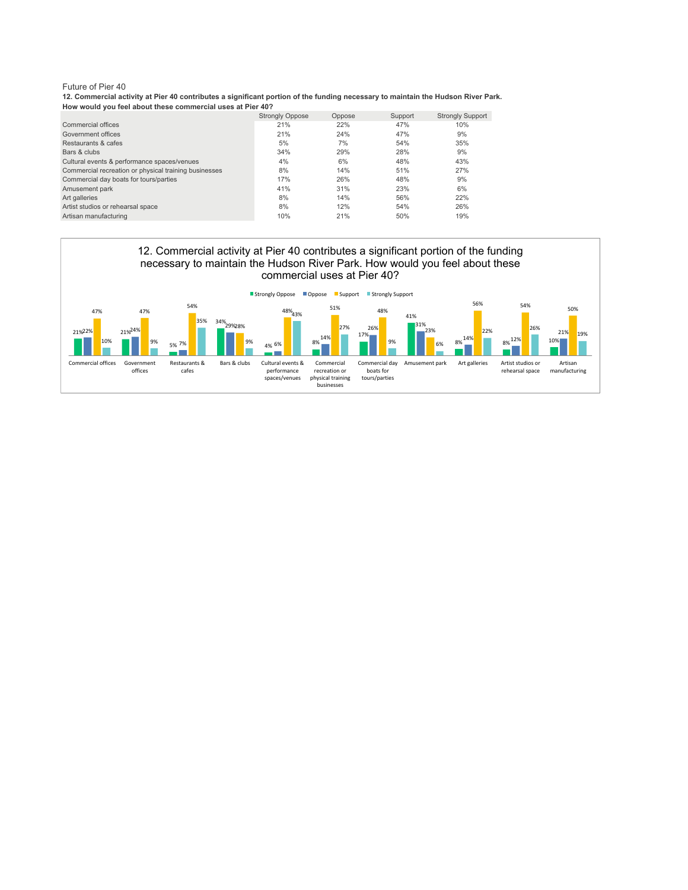Future of Pier 40

**12. Commercial activity at Pier 40 contributes a significant portion of the funding necessary to maintain the Hudson River Park. How would you feel about these commercial uses at Pier 40?**

| | Strongly Oppose | Oppose | Support | Strongly Support |
|---|---|---|---|---|
| Commercial offices | 21% | 22% | 47% | 10% |
| Government offices | 21% | 24% | 47% | 9% |
| Restaurants & cafes | 5% | 7% | 54% | 35% |
| Bars & clubs | 34% | 29% | 28% | 9% |
| Cultural events & performance spaces/venues | 4% | 6% | 48% | 43% |
| Commercial recreation or physical training businesses | 8% | 14% | 51% | 27% |
| Commercial day boats for tours/parties | 17% | 26% | 48% | 9% |
| Amusement park | 41% | 31% | 23% | 6% |
| Art galleries | 8% | 14% | 56% | 22% |
| Artist studios or rehearsal space | 8% | 12% | 54% | 26% |
| Artisan manufacturing | 10% | 21% | 50% | 19% |

12. Commercial activity at Pier 40 contributes a significant portion of the funding necessary to maintain the Hudson River Park. How would you feel about these commercial uses at Pier 40?

| | Strongly Oppose | Oppose | Support | Strongly Support |
|---|---|---|---|---|
| Commercial offices | 21% | 22% | 47% | 10% |
| Government offices | 21% | 24% | 47% | 9% |
| Restaurants & cafes | 5% | 7% | 54% | 35% |
| Bars & clubs | 34% | 29% | 28% | 9% |
| Cultural events & performance spaces/venues | 4% | 6% | 48% | 43% |
| Commercial recreation or physical training businesses | 8% | 14% | 51% | 27% |
| Commercial day boats for tours/parties | 17% | 26% | 48% | 9% |
| Amusement park | 41% | 31% | 23% | 6% |
| Art galleries | 8% | 14% | 56% | 22% |
| Artist studios or rehearsal space | 8% | 12% | 54% | 26% |
| Artisan manufacturing | 10% | 21% | 50% | 19% |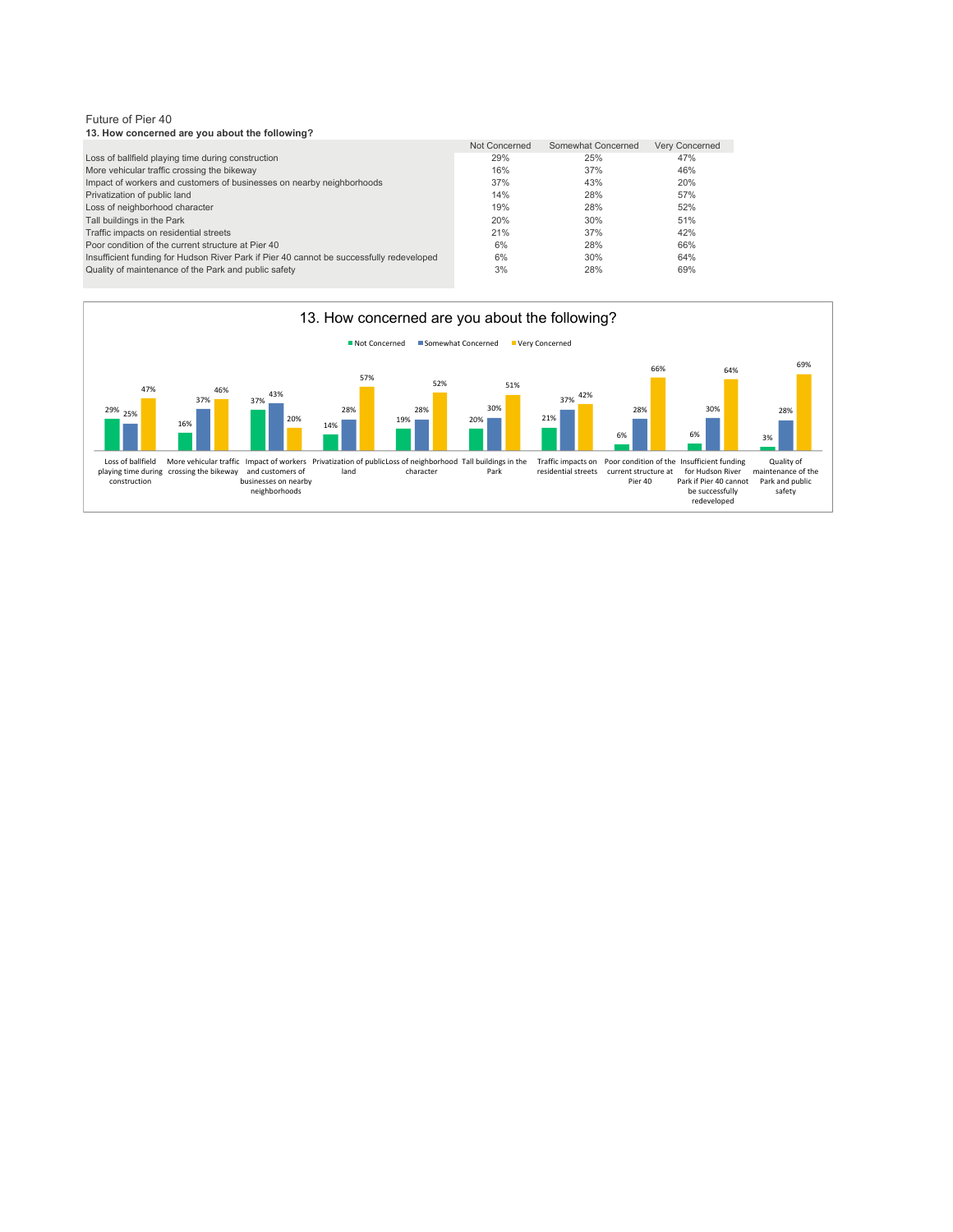Future of Pier 40

**13. How concerned are you about the following?**

| | Not Concerned | Somewhat Concerned | Very Concerned |
|---|---|---|---|
| Loss of ballfield playing time during construction | 29% | 25% | 47% |
| More vehicular traffic crossing the bikeway | 16% | 37% | 46% |
| Impact of workers and customers of businesses on nearby neighborhoods | 37% | 43% | 20% |
| Privatization of public land | 14% | 28% | 57% |
| Loss of neighborhood character | 19% | 28% | 52% |
| Tall buildings in the Park | 20% | 30% | 51% |
| Traffic impacts on residential streets | 21% | 37% | 42% |
| Poor condition of the current structure at Pier 40 | 6% | 28% | 66% |
| Insufficient funding for Hudson River Park if Pier 40 cannot be successfully redeveloped | 6% | 30% | 64% |
| Quality of maintenance of the Park and public safety | 3% | 28% | 69% |

13. How concerned are you about the following?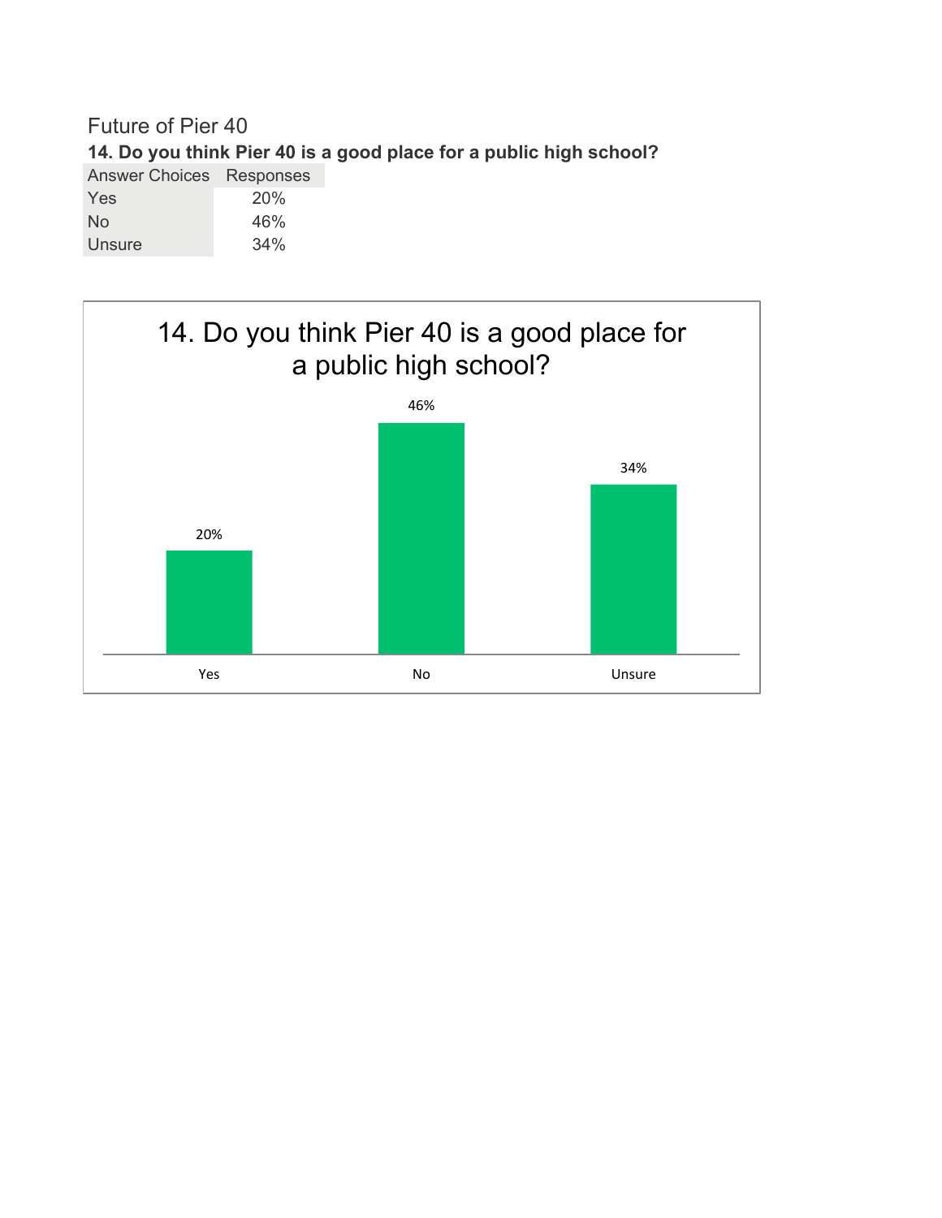Future of Pier 40

**14. Do you think Pier 40 is a good place for a public high school?**

| Answer Choices | Responses |
|---|---|
| Yes | 20% |
| No | 46% |
| Unsure | 34% |

14. Do you think Pier 40 is a good place for a public high school?

| | Yes | No | Unsure |
|---|---|---|---|
| | 20% | 46% | 34% |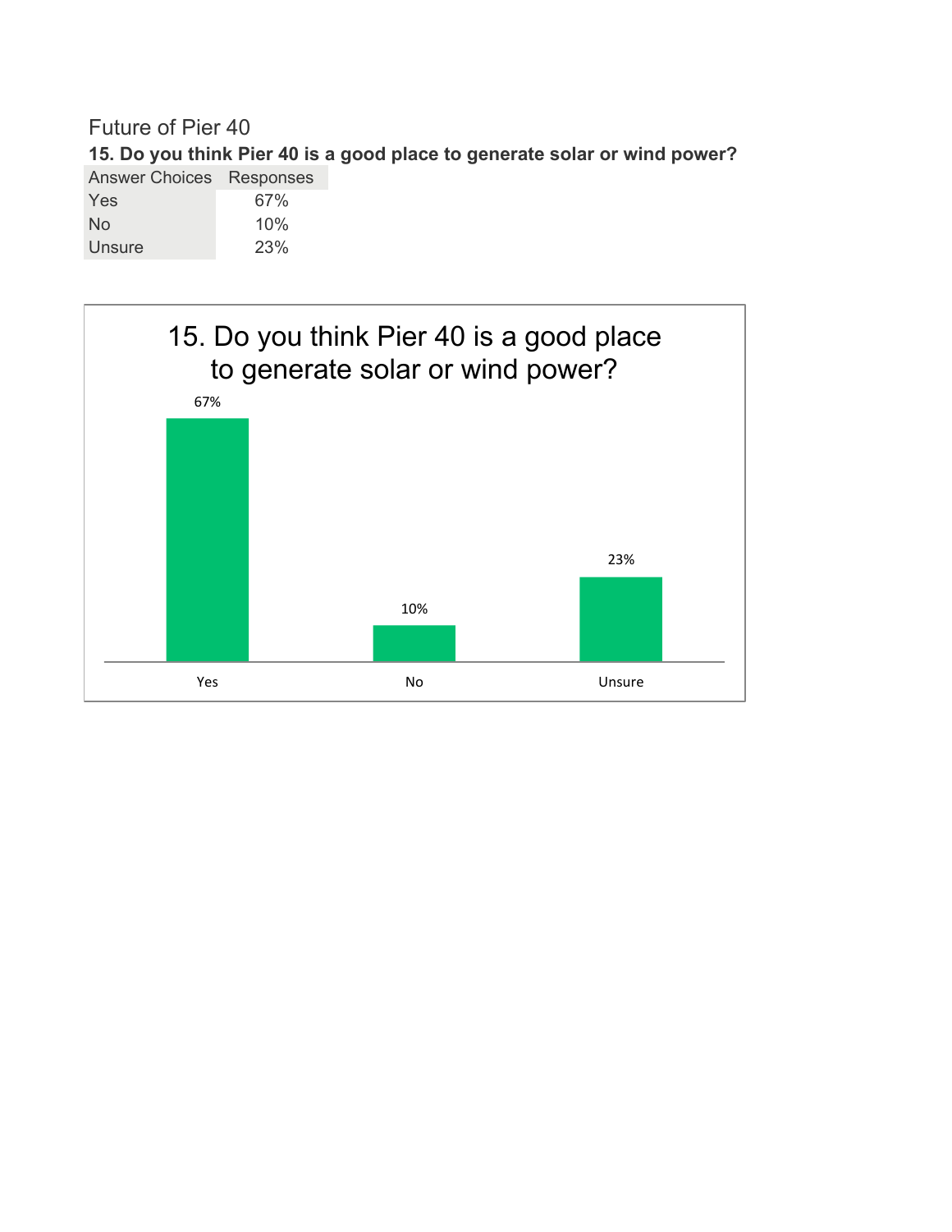Future of Pier 40

**15. Do you think Pier 40 is a good place to generate solar or wind power?**

| Answer Choices | Responses |
|---|---|
| Yes | 67% |
| No | 10% |
| Unsure | 23% |

15. Do you think Pier 40 is a good place to generate solar or wind power?

67%

10%

23%

Yes

No

Unsure